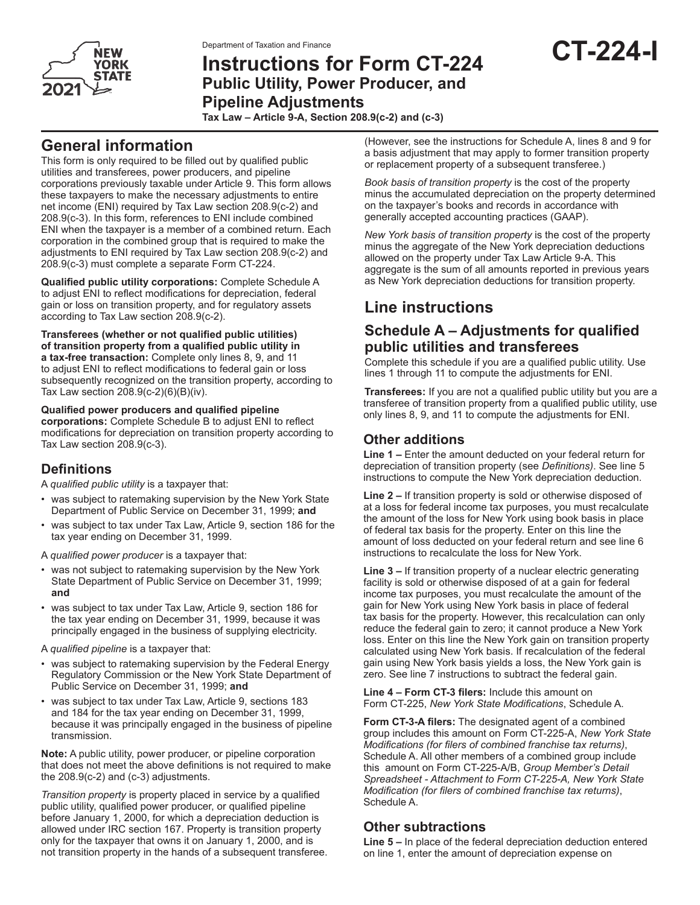Department of Taxation and Finance

# Instructions for Form CT-224 Public Utility, Power Producer, and Pipeline Adjustments

**CT-224-I**

**Tax Law – Article 9-A, Section 208.9(c-2) and (c-3)**

## General information

This form is only required to be filled out by qualified public utilities and transferees, power producers, and pipeline corporations previously taxable under Article 9. This form allows these taxpayers to make the necessary adjustments to entire net income (ENI) required by Tax Law section 208.9(c-2) and 208.9(c-3). In this form, references to ENI include combined ENI when the taxpayer is a member of a combined return. Each corporation in the combined group that is required to make the adjustments to ENI required by Tax Law section 208.9(c-2) and 208.9(c-3) must complete a separate Form CT-224.

**Qualified public utility corporations:** Complete Schedule A to adjust ENI to reflect modifications for depreciation, federal gain or loss on transition property, and for regulatory assets according to Tax Law section 208.9(c-2).

**Transferees (whether or not qualified public utilities) of transition property from a qualified public utility in a tax-free transaction:** Complete only lines 8, 9, and 11 to adjust ENI to reflect modifications to federal gain or loss subsequently recognized on the transition property, according to Tax Law section 208.9(c-2)(6)(B)(iv).

**Qualified power producers and qualified pipeline corporations:** Complete Schedule B to adjust ENI to reflect modifications for depreciation on transition property according to Tax Law section 208.9(c-3).

### Definitions

A *qualified public utility* is a taxpayer that:

- was subject to ratemaking supervision by the New York State Department of Public Service on December 31, 1999; **and**
- was subject to tax under Tax Law, Article 9, section 186 for the tax year ending on December 31, 1999.

A *qualified power producer* is a taxpayer that:

- was not subject to ratemaking supervision by the New York State Department of Public Service on December 31, 1999; **and**
- was subject to tax under Tax Law, Article 9, section 186 for the tax year ending on December 31, 1999, because it was principally engaged in the business of supplying electricity.

A *qualified pipeline* is a taxpayer that:

- was subject to ratemaking supervision by the Federal Energy Regulatory Commission or the New York State Department of Public Service on December 31, 1999; **and**
- was subject to tax under Tax Law, Article 9, sections 183 and 184 for the tax year ending on December 31, 1999, because it was principally engaged in the business of pipeline transmission.

**Note:** A public utility, power producer, or pipeline corporation that does not meet the above definitions is not required to make the 208.9(c-2) and (c-3) adjustments.

*Transition property* is property placed in service by a qualified public utility, qualified power producer, or qualified pipeline before January 1, 2000, for which a depreciation deduction is allowed under IRC section 167. Property is transition property only for the taxpayer that owns it on January 1, 2000, and is not transition property in the hands of a subsequent transferee. (However, see the instructions for Schedule A, lines 8 and 9 for a basis adjustment that may apply to former transition property or replacement property of a subsequent transferee.)

*Book basis of transition property* is the cost of the property minus the accumulated depreciation on the property determined on the taxpayer's books and records in accordance with generally accepted accounting practices (GAAP).

*New York basis of transition property* is the cost of the property minus the aggregate of the New York depreciation deductions allowed on the property under Tax Law Article 9-A. This aggregate is the sum of all amounts reported in previous years as New York depreciation deductions for transition property.

## Line instructions

### Schedule A – Adjustments for qualified public utilities and transferees

Complete this schedule if you are a qualified public utility. Use lines 1 through 11 to compute the adjustments for ENI.

**Transferees:** If you are not a qualified public utility but you are a transferee of transition property from a qualified public utility, use only lines 8, 9, and 11 to compute the adjustments for ENI.

### Other additions

**Line 1 –** Enter the amount deducted on your federal return for depreciation of transition property (see *Definitions)*. See line 5 instructions to compute the New York depreciation deduction.

**Line 2 –** If transition property is sold or otherwise disposed of at a loss for federal income tax purposes, you must recalculate the amount of the loss for New York using book basis in place of federal tax basis for the property. Enter on this line the amount of loss deducted on your federal return and see line 6 instructions to recalculate the loss for New York.

**Line 3 –** If transition property of a nuclear electric generating facility is sold or otherwise disposed of at a gain for federal income tax purposes, you must recalculate the amount of the gain for New York using New York basis in place of federal tax basis for the property. However, this recalculation can only reduce the federal gain to zero; it cannot produce a New York loss. Enter on this line the New York gain on transition property calculated using New York basis. If recalculation of the federal gain using New York basis yields a loss, the New York gain is zero. See line 7 instructions to subtract the federal gain.

**Line 4 – Form CT-3 filers:** Include this amount on Form CT-225, *New York State Modifications*, Schedule A.

**Form CT-3-A filers:** The designated agent of a combined group includes this amount on Form CT-225-A, *New York State Modifications (for filers of combined franchise tax returns)*, Schedule A. All other members of a combined group include this amount on Form CT-225-A/B, *Group Member's Detail Spreadsheet - Attachment to Form CT-225-A, New York State Modification (for filers of combined franchise tax returns)*, Schedule A.

### Other subtractions

**Line 5 –** In place of the federal depreciation deduction entered on line 1, enter the amount of depreciation expense on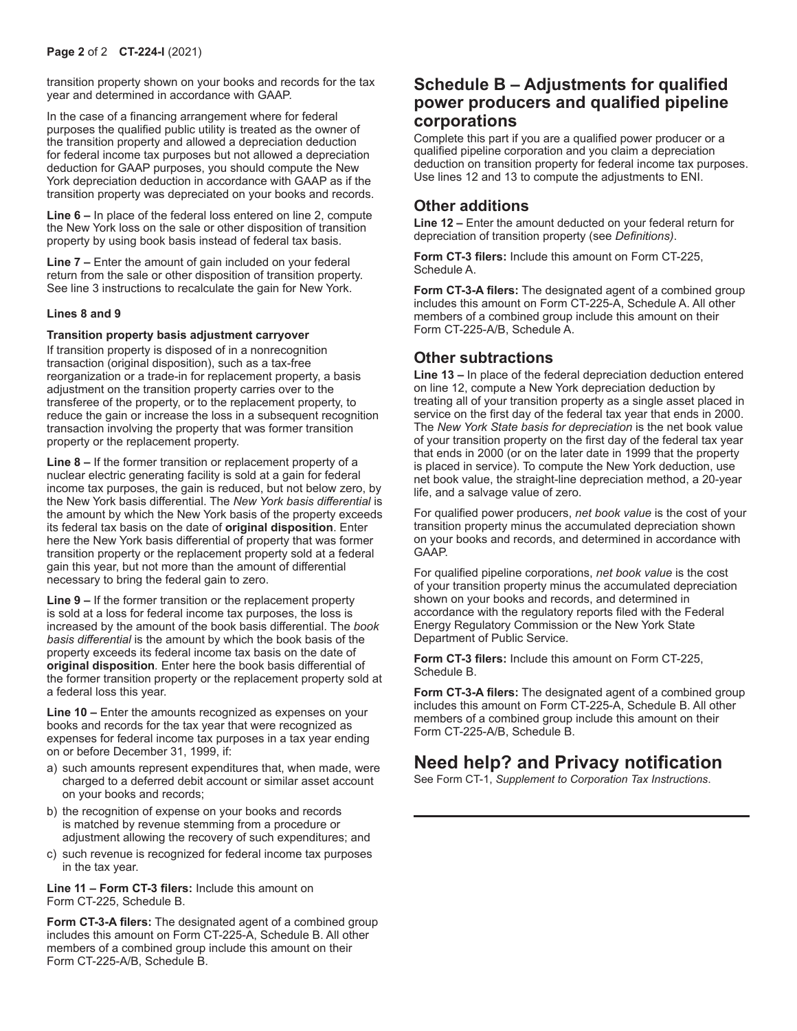transition property shown on your books and records for the tax year and determined in accordance with GAAP.

In the case of a financing arrangement where for federal purposes the qualified public utility is treated as the owner of the transition property and allowed a depreciation deduction for federal income tax purposes but not allowed a depreciation deduction for GAAP purposes, you should compute the New York depreciation deduction in accordance with GAAP as if the transition property was depreciated on your books and records.

**Line 6 –** In place of the federal loss entered on line 2, compute the New York loss on the sale or other disposition of transition property by using book basis instead of federal tax basis.

**Line 7 –** Enter the amount of gain included on your federal return from the sale or other disposition of transition property. See line 3 instructions to recalculate the gain for New York.

**Lines 8 and 9**

**Transition property basis adjustment carryover**

If transition property is disposed of in a nonrecognition transaction (original disposition), such as a tax-free reorganization or a trade-in for replacement property, a basis adjustment on the transition property carries over to the transferee of the property, or to the replacement property, to reduce the gain or increase the loss in a subsequent recognition transaction involving the property that was former transition property or the replacement property.

**Line 8 –** If the former transition or replacement property of a nuclear electric generating facility is sold at a gain for federal income tax purposes, the gain is reduced, but not below zero, by the New York basis differential. The *New York basis differential* is the amount by which the New York basis of the property exceeds its federal tax basis on the date of **original disposition**. Enter here the New York basis differential of property that was former transition property or the replacement property sold at a federal gain this year, but not more than the amount of differential necessary to bring the federal gain to zero.

**Line 9 –** If the former transition or the replacement property is sold at a loss for federal income tax purposes, the loss is increased by the amount of the book basis differential. The *book basis differential* is the amount by which the book basis of the property exceeds its federal income tax basis on the date of **original disposition**. Enter here the book basis differential of the former transition property or the replacement property sold at a federal loss this year.

**Line 10 –** Enter the amounts recognized as expenses on your books and records for the tax year that were recognized as expenses for federal income tax purposes in a tax year ending on or before December 31, 1999, if:

a) such amounts represent expenditures that, when made, were charged to a deferred debit account or similar asset account on your books and records;
b) the recognition of expense on your books and records is matched by revenue stemming from a procedure or adjustment allowing the recovery of such expenditures; and
c) such revenue is recognized for federal income tax purposes in the tax year.

**Line 11 – Form CT-3 filers:** Include this amount on Form CT-225, Schedule B.

**Form CT-3-A filers:** The designated agent of a combined group includes this amount on Form CT-225-A, Schedule B. All other members of a combined group include this amount on their Form CT-225-A/B, Schedule B.

## Schedule B – Adjustments for qualified power producers and qualified pipeline corporations

Complete this part if you are a qualified power producer or a qualified pipeline corporation and you claim a depreciation deduction on transition property for federal income tax purposes. Use lines 12 and 13 to compute the adjustments to ENI.

### Other additions

**Line 12 –** Enter the amount deducted on your federal return for depreciation of transition property (see *Definitions)*.

**Form CT-3 filers:** Include this amount on Form CT-225, Schedule A.

**Form CT-3-A filers:** The designated agent of a combined group includes this amount on Form CT-225-A, Schedule A. All other members of a combined group include this amount on their Form CT-225-A/B, Schedule A.

### Other subtractions

**Line 13 –** In place of the federal depreciation deduction entered on line 12, compute a New York depreciation deduction by treating all of your transition property as a single asset placed in service on the first day of the federal tax year that ends in 2000. The *New York State basis for depreciation* is the net book value of your transition property on the first day of the federal tax year that ends in 2000 (or on the later date in 1999 that the property is placed in service). To compute the New York deduction, use net book value, the straight-line depreciation method, a 20-year life, and a salvage value of zero.

For qualified power producers, *net book value* is the cost of your transition property minus the accumulated depreciation shown on your books and records, and determined in accordance with GAAP.

For qualified pipeline corporations, *net book value* is the cost of your transition property minus the accumulated depreciation shown on your books and records, and determined in accordance with the regulatory reports filed with the Federal Energy Regulatory Commission or the New York State Department of Public Service.

**Form CT-3 filers:** Include this amount on Form CT-225, Schedule B.

**Form CT-3-A filers:** The designated agent of a combined group includes this amount on Form CT-225-A, Schedule B. All other members of a combined group include this amount on their Form CT-225-A/B, Schedule B.

## Need help? and Privacy notification

See Form CT-1, *Supplement to Corporation Tax Instructions*.